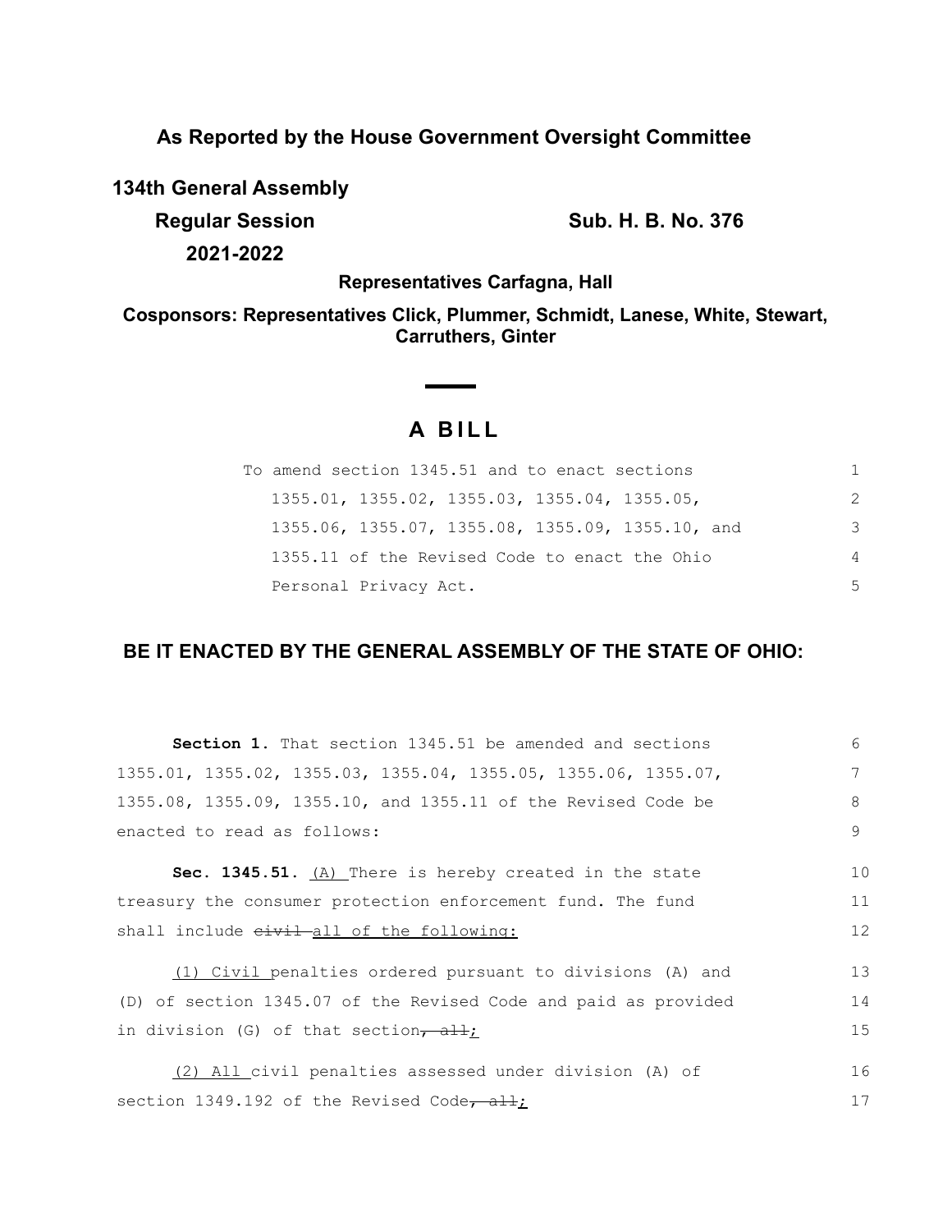## As Reported by the House Government Oversight Committee

**134th General Assembly**

**Regular Session** **Sub. H. B. No. 376**

**2021-2022**

**Representatives Carfagna, Hall**

**Cosponsors: Representatives Click, Plummer, Schmidt, Lanese, White, Stewart, Carruthers, Ginter**

# A BILL

To amend section 1345.51 and to enact sections 1355.01, 1355.02, 1355.03, 1355.04, 1355.05, 1355.06, 1355.07, 1355.08, 1355.09, 1355.10, and 1355.11 of the Revised Code to enact the Ohio Personal Privacy Act.

**BE IT ENACTED BY THE GENERAL ASSEMBLY OF THE STATE OF OHIO:**

**Section 1.** That section 1345.51 be amended and sections 1355.01, 1355.02, 1355.03, 1355.04, 1355.05, 1355.06, 1355.07, 1355.08, 1355.09, 1355.10, and 1355.11 of the Revised Code be enacted to read as follows:

**Sec. 1345.51.** <u>(A)</u> There is hereby created in the state treasury the consumer protection enforcement fund. The fund shall include ~~civil~~ <u>all of the following:</u>

<u>(1) Civil</u> penalties ordered pursuant to divisions (A) and (D) of section 1345.07 of the Revised Code and paid as provided in division (G) of that section~~, all~~<u>;</u>

<u>(2) All</u> civil penalties assessed under division (A) of section 1349.192 of the Revised Code~~, all~~<u>;</u>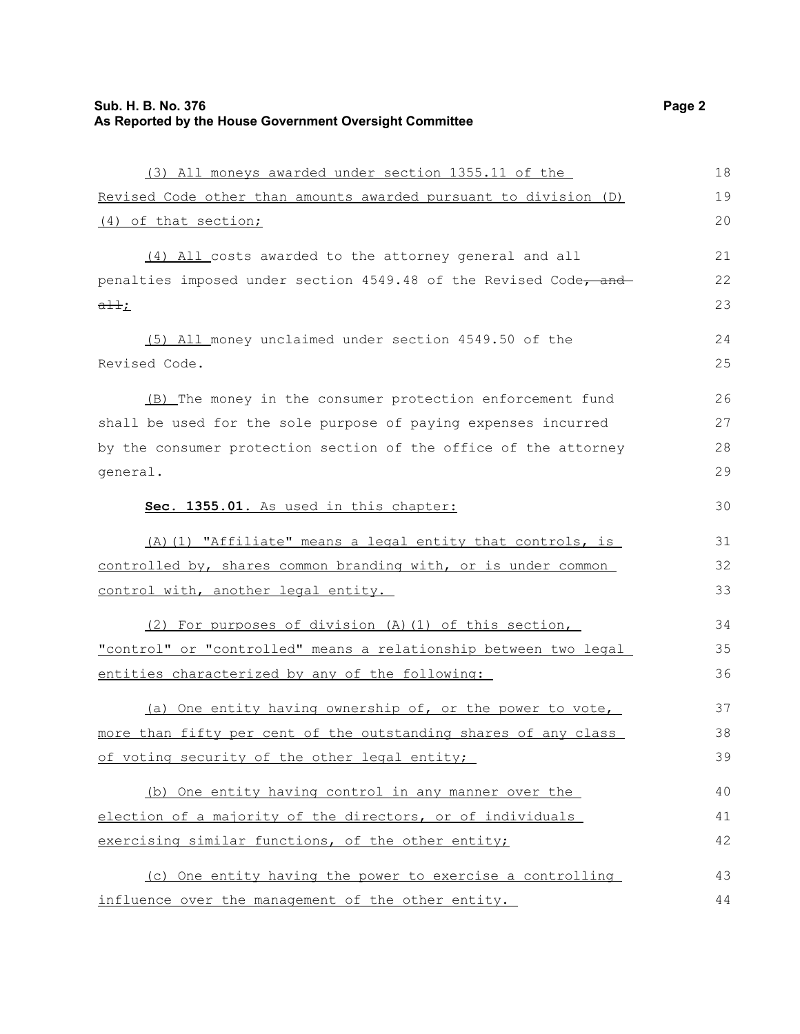(3) All moneys awarded under section 1355.11 of the Revised Code other than amounts awarded pursuant to division (D)(4) of that section;

(4) All costs awarded to the attorney general and all penalties imposed under section 4549.48 of the Revised Code~~, and all~~;

(5) All money unclaimed under section 4549.50 of the Revised Code.

(B) The money in the consumer protection enforcement fund shall be used for the sole purpose of paying expenses incurred by the consumer protection section of the office of the attorney general.

**Sec. 1355.01.** As used in this chapter:

(A)(1) "Affiliate" means a legal entity that controls, is controlled by, shares common branding with, or is under common control with, another legal entity.

(2) For purposes of division (A)(1) of this section, "control" or "controlled" means a relationship between two legal entities characterized by any of the following:

(a) One entity having ownership of, or the power to vote, more than fifty per cent of the outstanding shares of any class of voting security of the other legal entity;

(b) One entity having control in any manner over the election of a majority of the directors, or of individuals exercising similar functions, of the other entity;

(c) One entity having the power to exercise a controlling influence over the management of the other entity.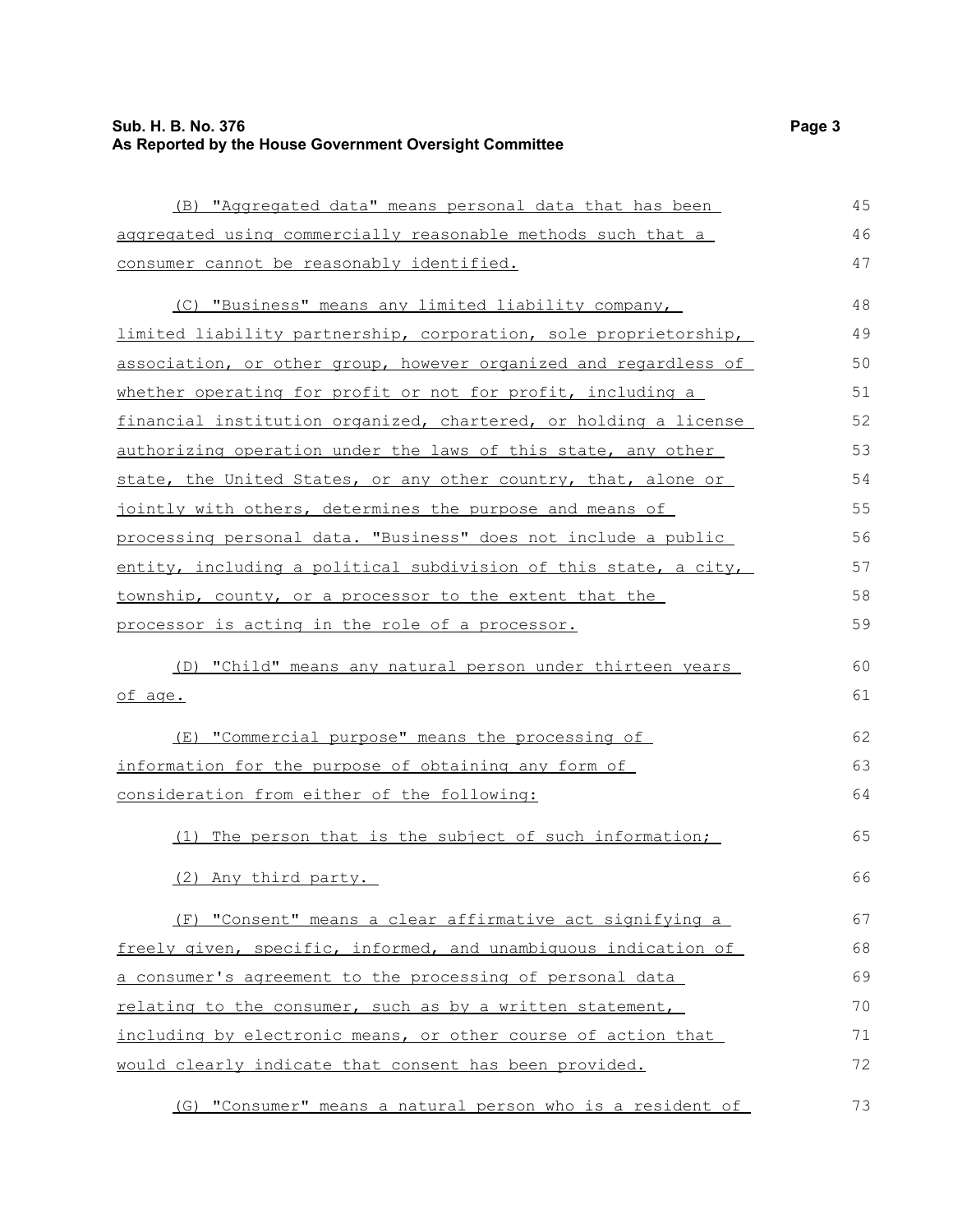(B) "Aggregated data" means personal data that has been aggregated using commercially reasonable methods such that a consumer cannot be reasonably identified.

(C) "Business" means any limited liability company, limited liability partnership, corporation, sole proprietorship, association, or other group, however organized and regardless of whether operating for profit or not for profit, including a financial institution organized, chartered, or holding a license authorizing operation under the laws of this state, any other state, the United States, or any other country, that, alone or jointly with others, determines the purpose and means of processing personal data. "Business" does not include a public entity, including a political subdivision of this state, a city, township, county, or a processor to the extent that the processor is acting in the role of a processor.

(D) "Child" means any natural person under thirteen years of age.

(E) "Commercial purpose" means the processing of information for the purpose of obtaining any form of consideration from either of the following:

(1) The person that is the subject of such information;

(2) Any third party.

(F) "Consent" means a clear affirmative act signifying a freely given, specific, informed, and unambiguous indication of a consumer's agreement to the processing of personal data relating to the consumer, such as by a written statement, including by electronic means, or other course of action that would clearly indicate that consent has been provided.

(G) "Consumer" means a natural person who is a resident of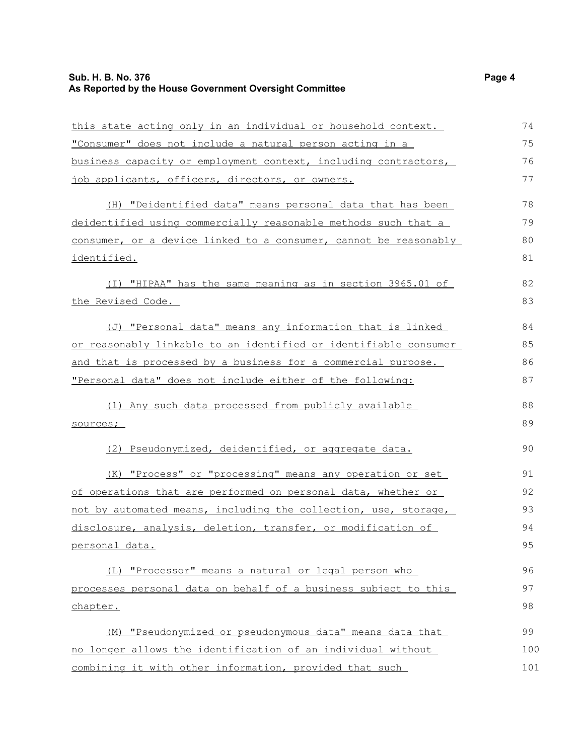this state acting only in an individual or household context. "Consumer" does not include a natural person acting in a business capacity or employment context, including contractors, job applicants, officers, directors, or owners.

(H) "Deidentified data" means personal data that has been deidentified using commercially reasonable methods such that a consumer, or a device linked to a consumer, cannot be reasonably identified.

(I) "HIPAA" has the same meaning as in section 3965.01 of the Revised Code.

(J) "Personal data" means any information that is linked or reasonably linkable to an identified or identifiable consumer and that is processed by a business for a commercial purpose. "Personal data" does not include either of the following:

(1) Any such data processed from publicly available sources;

(2) Pseudonymized, deidentified, or aggregate data.

(K) "Process" or "processing" means any operation or set of operations that are performed on personal data, whether or not by automated means, including the collection, use, storage, disclosure, analysis, deletion, transfer, or modification of personal data.

(L) "Processor" means a natural or legal person who processes personal data on behalf of a business subject to this chapter.

(M) "Pseudonymized or pseudonymous data" means data that no longer allows the identification of an individual without combining it with other information, provided that such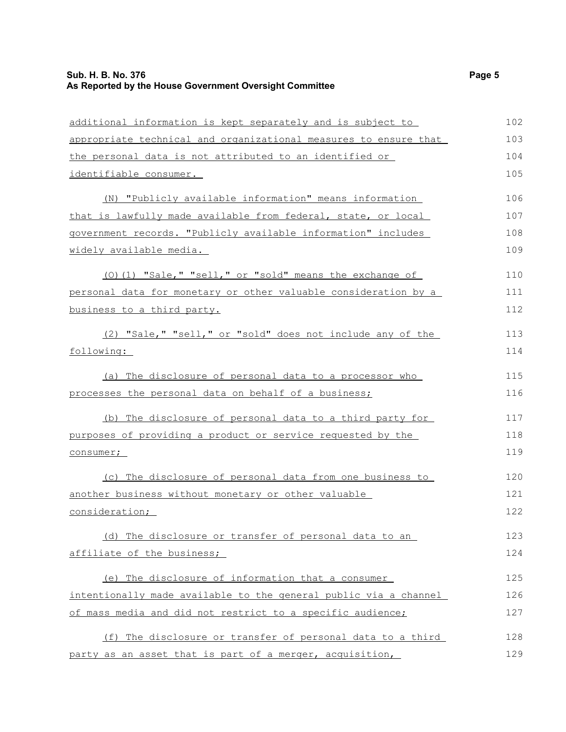additional information is kept separately and is subject to appropriate technical and organizational measures to ensure that the personal data is not attributed to an identified or identifiable consumer.

(N) "Publicly available information" means information that is lawfully made available from federal, state, or local government records. "Publicly available information" includes widely available media.

(O)(1) "Sale," "sell," or "sold" means the exchange of personal data for monetary or other valuable consideration by a business to a third party.

(2) "Sale," "sell," or "sold" does not include any of the following:

(a) The disclosure of personal data to a processor who processes the personal data on behalf of a business;

(b) The disclosure of personal data to a third party for purposes of providing a product or service requested by the consumer;

(c) The disclosure of personal data from one business to another business without monetary or other valuable consideration;

(d) The disclosure or transfer of personal data to an affiliate of the business;

(e) The disclosure of information that a consumer intentionally made available to the general public via a channel of mass media and did not restrict to a specific audience;

(f) The disclosure or transfer of personal data to a third party as an asset that is part of a merger, acquisition,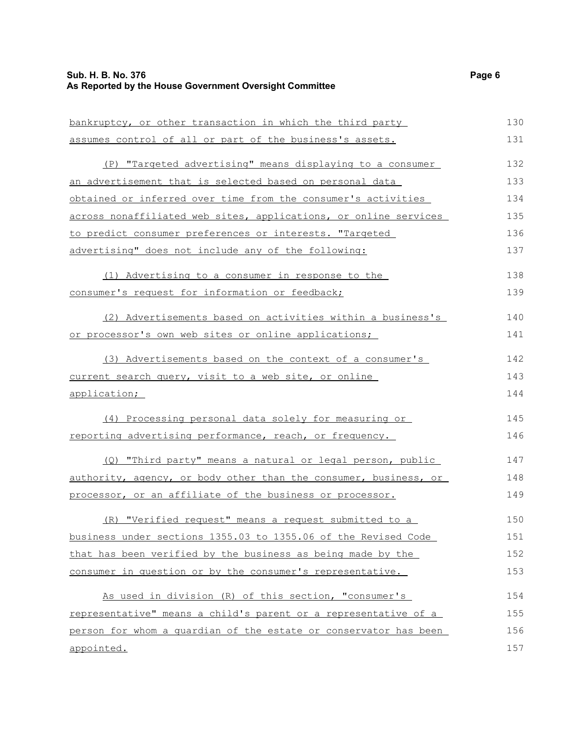bankruptcy, or other transaction in which the third party assumes control of all or part of the business's assets.

(P) "Targeted advertising" means displaying to a consumer an advertisement that is selected based on personal data obtained or inferred over time from the consumer's activities across nonaffiliated web sites, applications, or online services to predict consumer preferences or interests. "Targeted advertising" does not include any of the following:

(1) Advertising to a consumer in response to the consumer's request for information or feedback;

(2) Advertisements based on activities within a business's or processor's own web sites or online applications;

(3) Advertisements based on the context of a consumer's current search query, visit to a web site, or online application;

(4) Processing personal data solely for measuring or reporting advertising performance, reach, or frequency.

(Q) "Third party" means a natural or legal person, public authority, agency, or body other than the consumer, business, or processor, or an affiliate of the business or processor.

(R) "Verified request" means a request submitted to a business under sections 1355.03 to 1355.06 of the Revised Code that has been verified by the business as being made by the consumer in question or by the consumer's representative.

As used in division (R) of this section, "consumer's representative" means a child's parent or a representative of a person for whom a guardian of the estate or conservator has been appointed.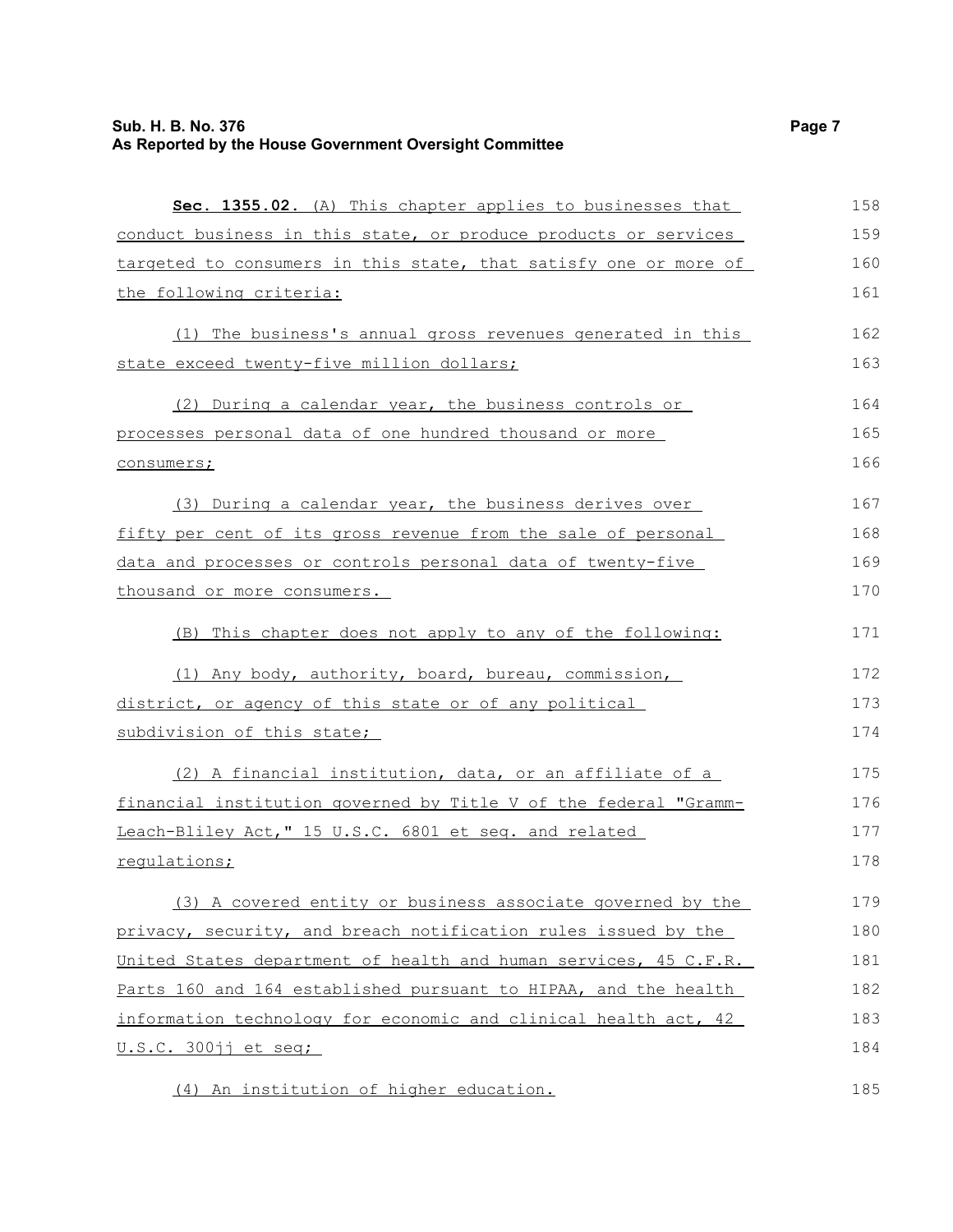**Sec. 1355.02.** (A) This chapter applies to businesses that conduct business in this state, or produce products or services targeted to consumers in this state, that satisfy one or more of the following criteria:

(1) The business's annual gross revenues generated in this state exceed twenty-five million dollars;

(2) During a calendar year, the business controls or processes personal data of one hundred thousand or more consumers;

(3) During a calendar year, the business derives over fifty per cent of its gross revenue from the sale of personal data and processes or controls personal data of twenty-five thousand or more consumers.

(B) This chapter does not apply to any of the following:

(1) Any body, authority, board, bureau, commission, district, or agency of this state or of any political subdivision of this state;

(2) A financial institution, data, or an affiliate of a financial institution governed by Title V of the federal "Gramm-Leach-Bliley Act," 15 U.S.C. 6801 et seq. and related regulations;

(3) A covered entity or business associate governed by the privacy, security, and breach notification rules issued by the United States department of health and human services, 45 C.F.R. Parts 160 and 164 established pursuant to HIPAA, and the health information technology for economic and clinical health act, 42 U.S.C. 300jj et seq;

(4) An institution of higher education.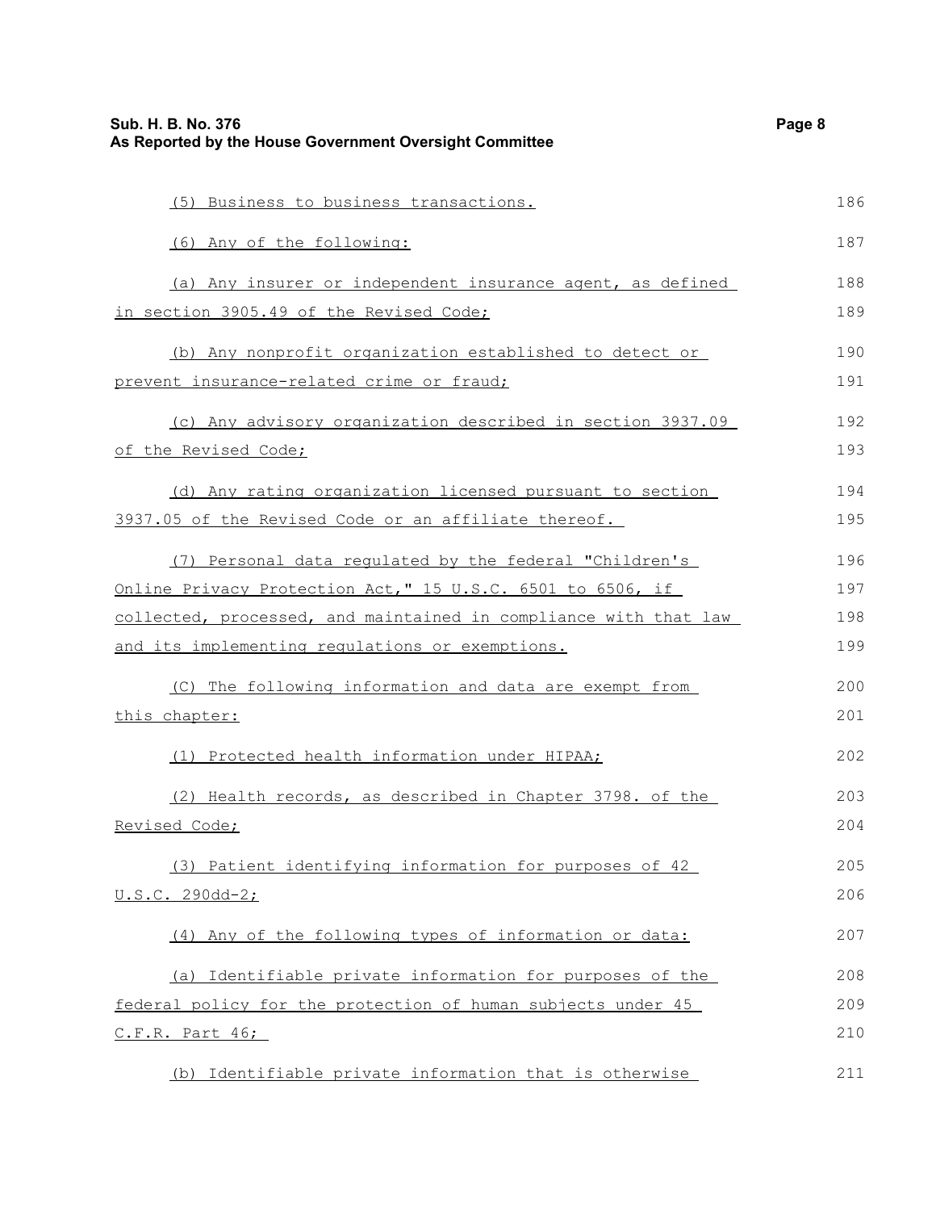(5) Business to business transactions.

(6) Any of the following:

(a) Any insurer or independent insurance agent, as defined in section 3905.49 of the Revised Code;

(b) Any nonprofit organization established to detect or prevent insurance-related crime or fraud;

(c) Any advisory organization described in section 3937.09 of the Revised Code;

(d) Any rating organization licensed pursuant to section 3937.05 of the Revised Code or an affiliate thereof.

(7) Personal data regulated by the federal "Children's Online Privacy Protection Act," 15 U.S.C. 6501 to 6506, if collected, processed, and maintained in compliance with that law and its implementing regulations or exemptions.

(C) The following information and data are exempt from this chapter:

(1) Protected health information under HIPAA;

(2) Health records, as described in Chapter 3798. of the Revised Code;

(3) Patient identifying information for purposes of 42 U.S.C. 290dd-2;

(4) Any of the following types of information or data:

(a) Identifiable private information for purposes of the federal policy for the protection of human subjects under 45 C.F.R. Part 46;

(b) Identifiable private information that is otherwise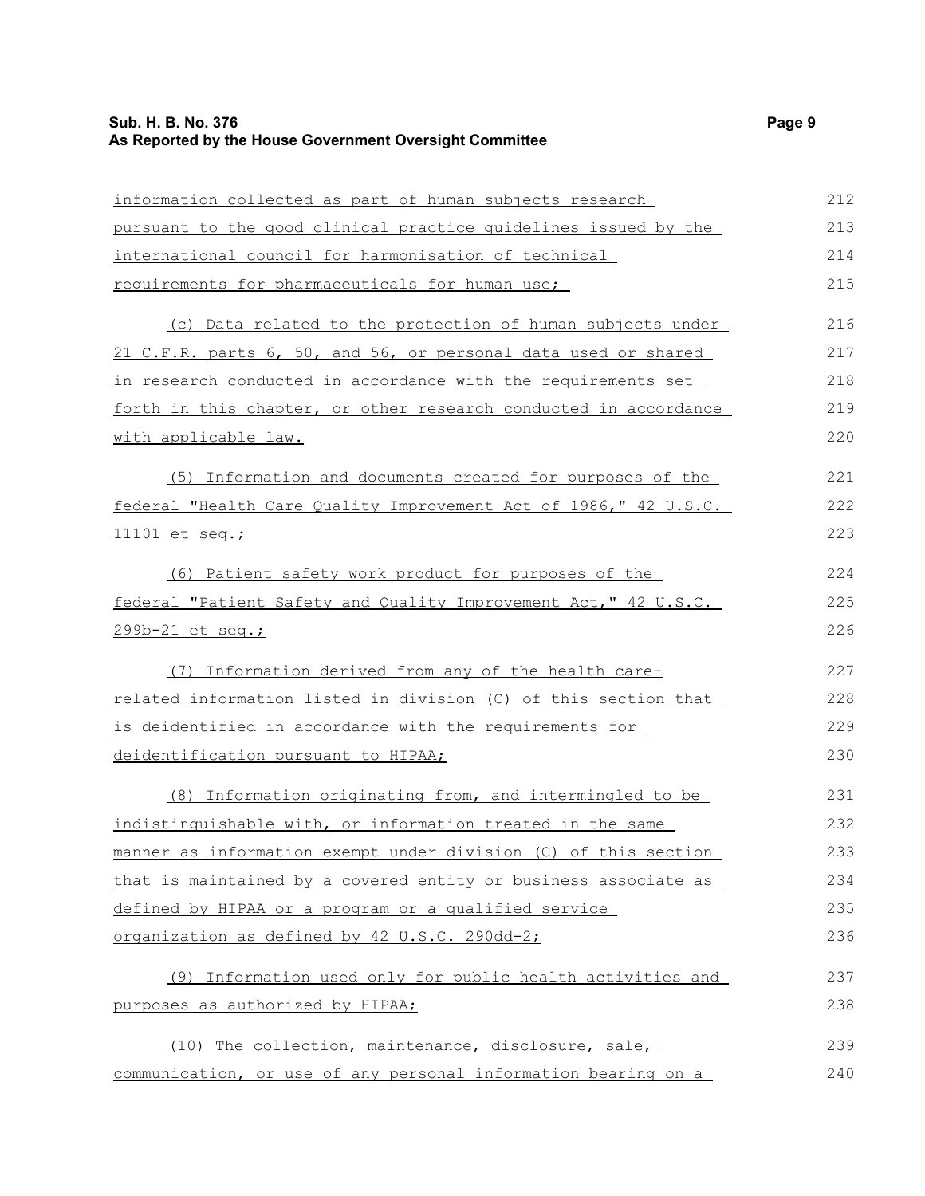information collected as part of human subjects research pursuant to the good clinical practice guidelines issued by the international council for harmonisation of technical requirements for pharmaceuticals for human use;

(c) Data related to the protection of human subjects under 21 C.F.R. parts 6, 50, and 56, or personal data used or shared in research conducted in accordance with the requirements set forth in this chapter, or other research conducted in accordance with applicable law.

(5) Information and documents created for purposes of the federal "Health Care Quality Improvement Act of 1986," 42 U.S.C. 11101 et seq.;

(6) Patient safety work product for purposes of the federal "Patient Safety and Quality Improvement Act," 42 U.S.C. 299b-21 et seq.;

(7) Information derived from any of the health care-related information listed in division (C) of this section that is deidentified in accordance with the requirements for deidentification pursuant to HIPAA;

(8) Information originating from, and intermingled to be indistinguishable with, or information treated in the same manner as information exempt under division (C) of this section that is maintained by a covered entity or business associate as defined by HIPAA or a program or a qualified service organization as defined by 42 U.S.C. 290dd-2;

(9) Information used only for public health activities and purposes as authorized by HIPAA;

(10) The collection, maintenance, disclosure, sale, communication, or use of any personal information bearing on a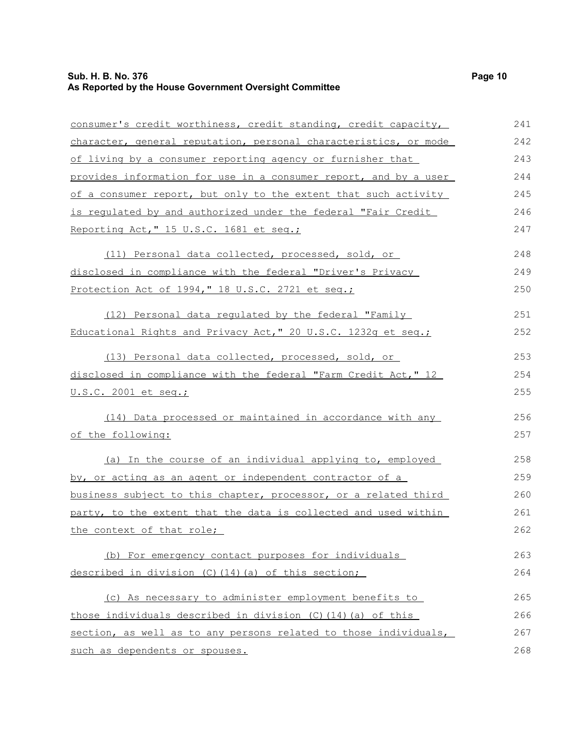consumer's credit worthiness, credit standing, credit capacity, character, general reputation, personal characteristics, or mode of living by a consumer reporting agency or furnisher that provides information for use in a consumer report, and by a user of a consumer report, but only to the extent that such activity is regulated by and authorized under the federal "Fair Credit Reporting Act," 15 U.S.C. 1681 et seq.;

(11) Personal data collected, processed, sold, or disclosed in compliance with the federal "Driver's Privacy Protection Act of 1994," 18 U.S.C. 2721 et seq.;

(12) Personal data regulated by the federal "Family Educational Rights and Privacy Act," 20 U.S.C. 1232g et seq.;

(13) Personal data collected, processed, sold, or disclosed in compliance with the federal "Farm Credit Act," 12 U.S.C. 2001 et seq.;

(14) Data processed or maintained in accordance with any of the following:

(a) In the course of an individual applying to, employed by, or acting as an agent or independent contractor of a business subject to this chapter, processor, or a related third party, to the extent that the data is collected and used within the context of that role;

(b) For emergency contact purposes for individuals described in division (C)(14)(a) of this section;

(c) As necessary to administer employment benefits to those individuals described in division (C)(14)(a) of this section, as well as to any persons related to those individuals, such as dependents or spouses.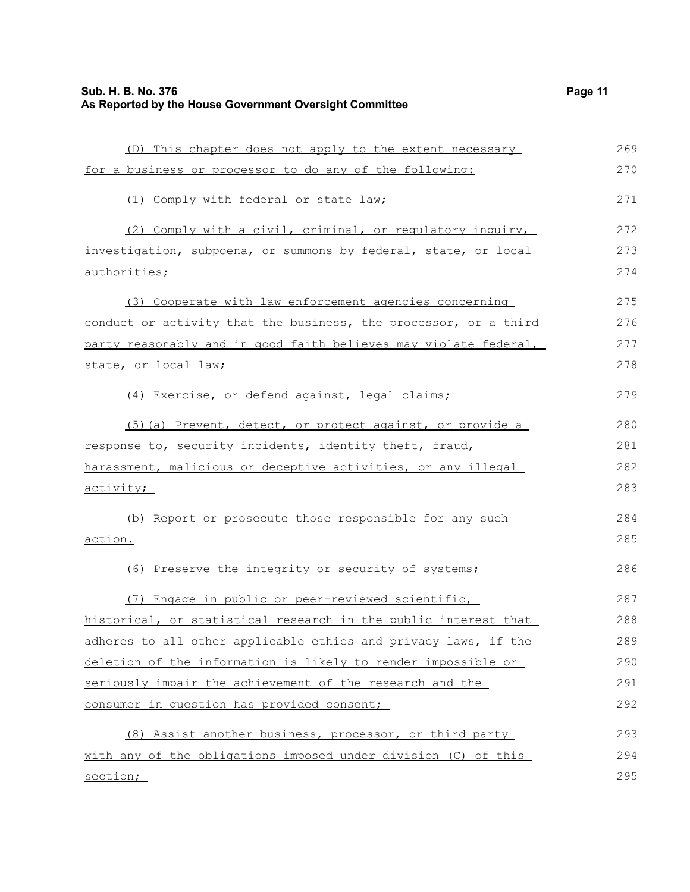(D) This chapter does not apply to the extent necessary for a business or processor to do any of the following:

(1) Comply with federal or state law;

(2) Comply with a civil, criminal, or regulatory inquiry, investigation, subpoena, or summons by federal, state, or local authorities;

(3) Cooperate with law enforcement agencies concerning conduct or activity that the business, the processor, or a third party reasonably and in good faith believes may violate federal, state, or local law;

(4) Exercise, or defend against, legal claims;

(5)(a) Prevent, detect, or protect against, or provide a response to, security incidents, identity theft, fraud, harassment, malicious or deceptive activities, or any illegal activity;

(b) Report or prosecute those responsible for any such action.

(6) Preserve the integrity or security of systems;

(7) Engage in public or peer-reviewed scientific, historical, or statistical research in the public interest that adheres to all other applicable ethics and privacy laws, if the deletion of the information is likely to render impossible or seriously impair the achievement of the research and the consumer in question has provided consent;

(8) Assist another business, processor, or third party with any of the obligations imposed under division (C) of this section;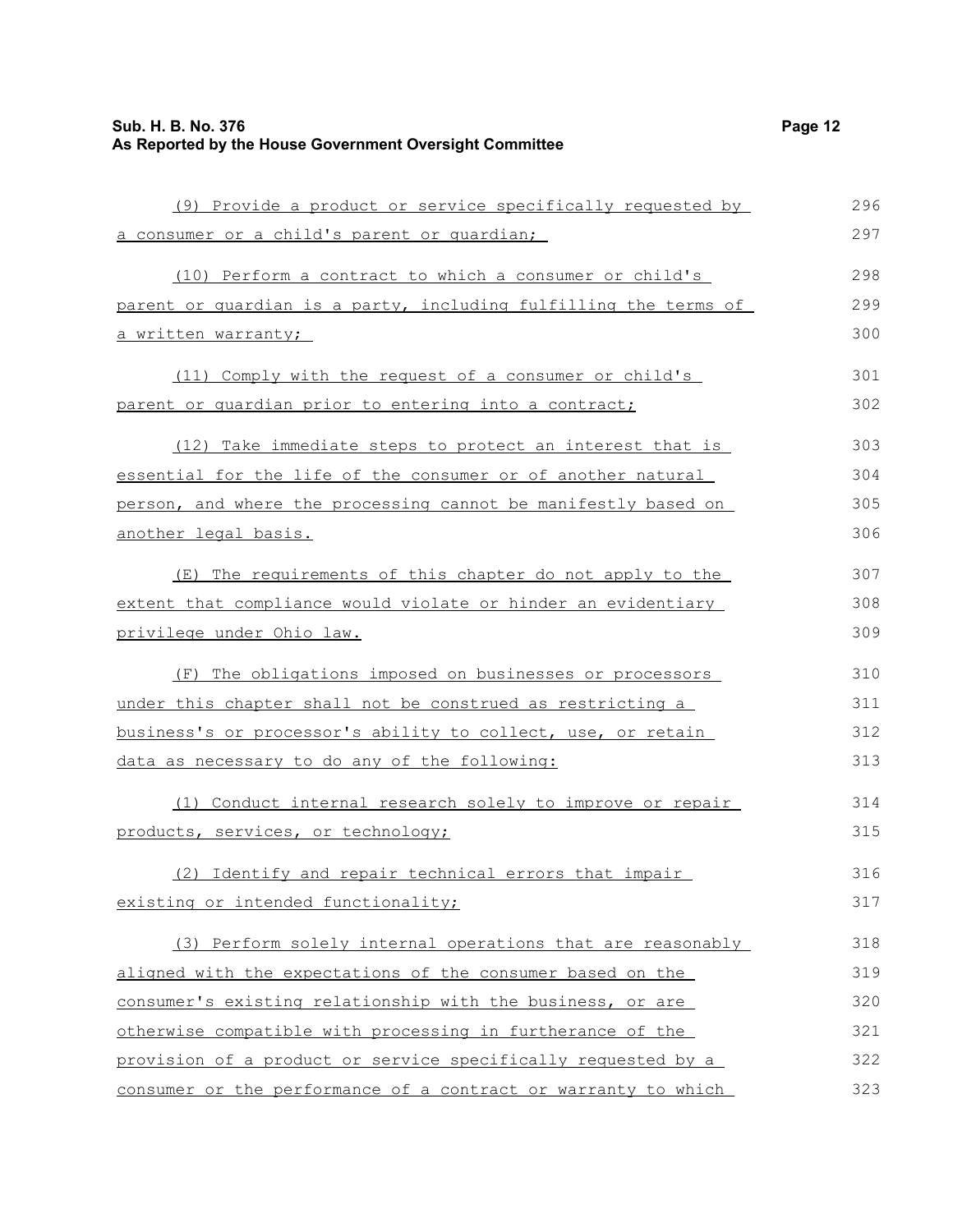(9) Provide a product or service specifically requested by a consumer or a child's parent or guardian;

(10) Perform a contract to which a consumer or child's parent or guardian is a party, including fulfilling the terms of a written warranty;

(11) Comply with the request of a consumer or child's parent or guardian prior to entering into a contract;

(12) Take immediate steps to protect an interest that is essential for the life of the consumer or of another natural person, and where the processing cannot be manifestly based on another legal basis.

(E) The requirements of this chapter do not apply to the extent that compliance would violate or hinder an evidentiary privilege under Ohio law.

(F) The obligations imposed on businesses or processors under this chapter shall not be construed as restricting a business's or processor's ability to collect, use, or retain data as necessary to do any of the following:

(1) Conduct internal research solely to improve or repair products, services, or technology;

(2) Identify and repair technical errors that impair existing or intended functionality;

(3) Perform solely internal operations that are reasonably aligned with the expectations of the consumer based on the consumer's existing relationship with the business, or are otherwise compatible with processing in furtherance of the provision of a product or service specifically requested by a consumer or the performance of a contract or warranty to which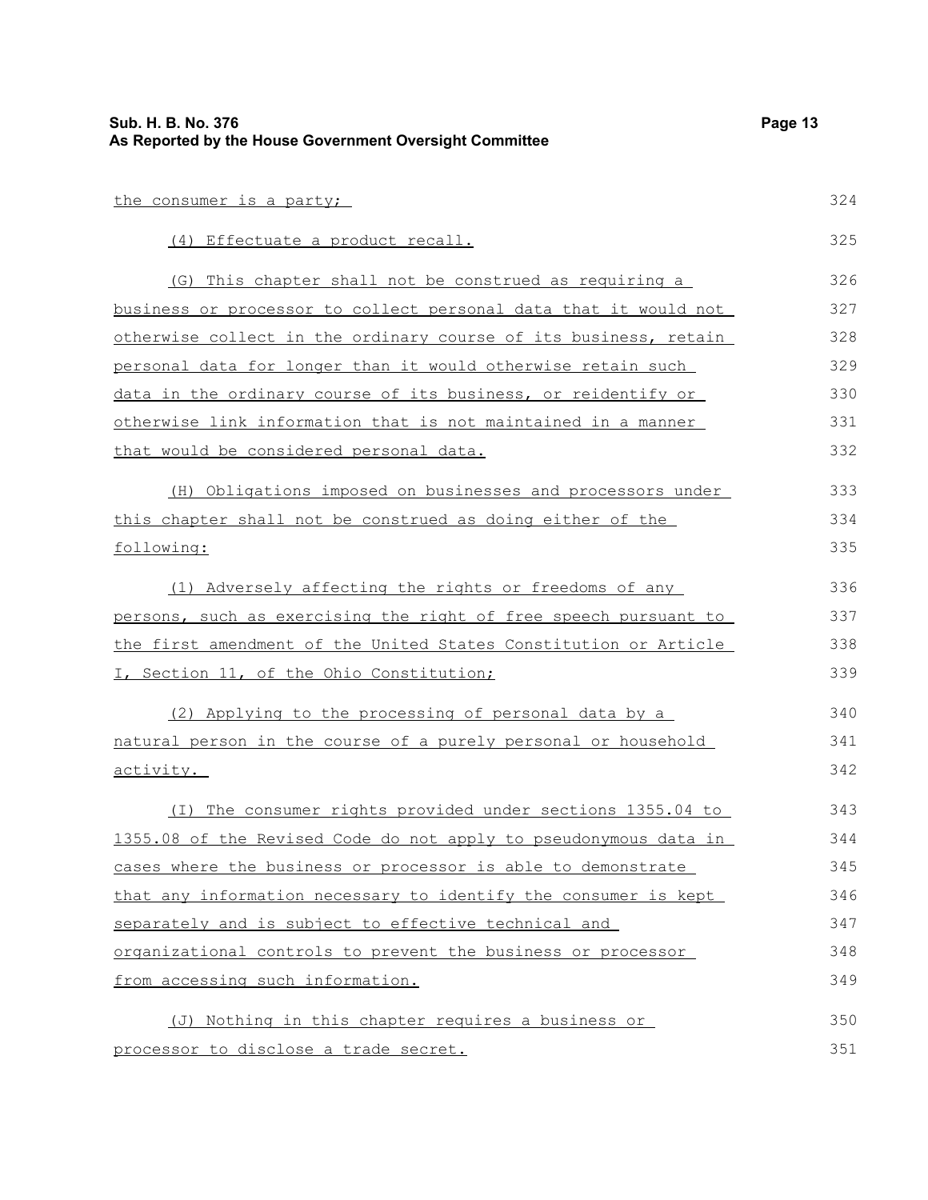the consumer is a party;

(4) Effectuate a product recall.

(G) This chapter shall not be construed as requiring a business or processor to collect personal data that it would not otherwise collect in the ordinary course of its business, retain personal data for longer than it would otherwise retain such data in the ordinary course of its business, or reidentify or otherwise link information that is not maintained in a manner that would be considered personal data.

(H) Obligations imposed on businesses and processors under this chapter shall not be construed as doing either of the following:

(1) Adversely affecting the rights or freedoms of any persons, such as exercising the right of free speech pursuant to the first amendment of the United States Constitution or Article I, Section 11, of the Ohio Constitution;

(2) Applying to the processing of personal data by a natural person in the course of a purely personal or household activity.

(I) The consumer rights provided under sections 1355.04 to 1355.08 of the Revised Code do not apply to pseudonymous data in cases where the business or processor is able to demonstrate that any information necessary to identify the consumer is kept separately and is subject to effective technical and organizational controls to prevent the business or processor from accessing such information.

(J) Nothing in this chapter requires a business or processor to disclose a trade secret.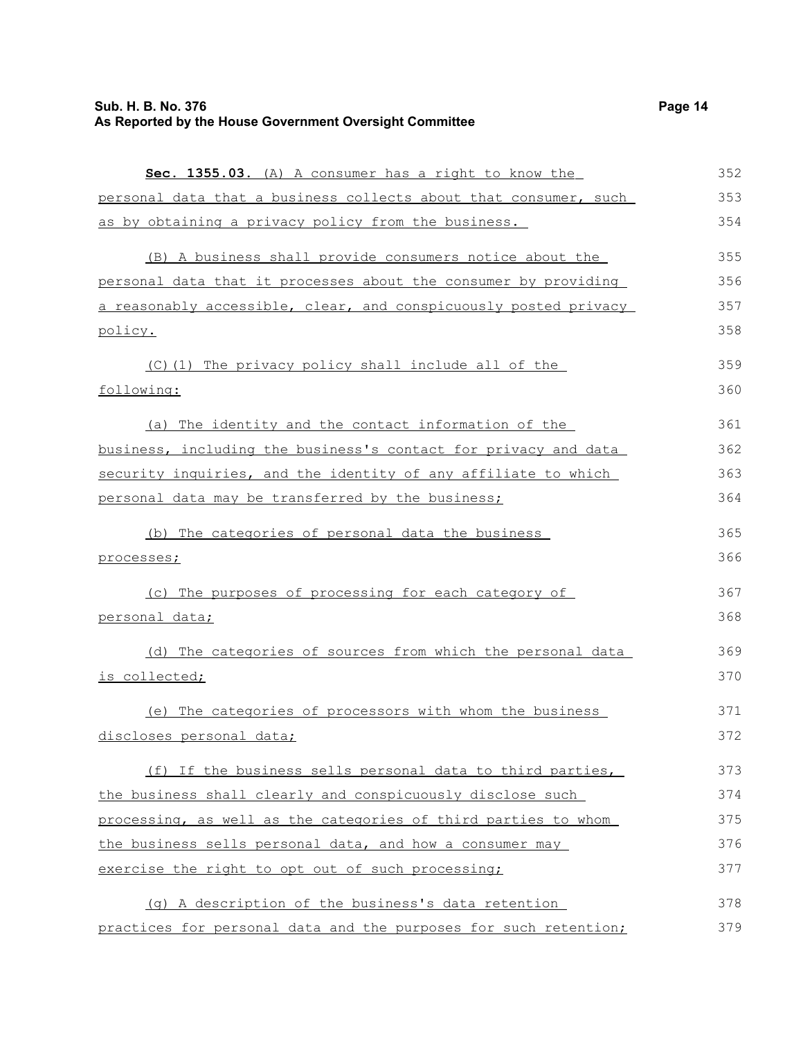**Sec. 1355.03.** (A) A consumer has a right to know the personal data that a business collects about that consumer, such as by obtaining a privacy policy from the business.

(B) A business shall provide consumers notice about the personal data that it processes about the consumer by providing a reasonably accessible, clear, and conspicuously posted privacy policy.

(C)(1) The privacy policy shall include all of the following:

(a) The identity and the contact information of the business, including the business's contact for privacy and data security inquiries, and the identity of any affiliate to which personal data may be transferred by the business;

(b) The categories of personal data the business processes;

(c) The purposes of processing for each category of personal data;

(d) The categories of sources from which the personal data is collected;

(e) The categories of processors with whom the business discloses personal data;

(f) If the business sells personal data to third parties, the business shall clearly and conspicuously disclose such processing, as well as the categories of third parties to whom the business sells personal data, and how a consumer may exercise the right to opt out of such processing;

(g) A description of the business's data retention practices for personal data and the purposes for such retention;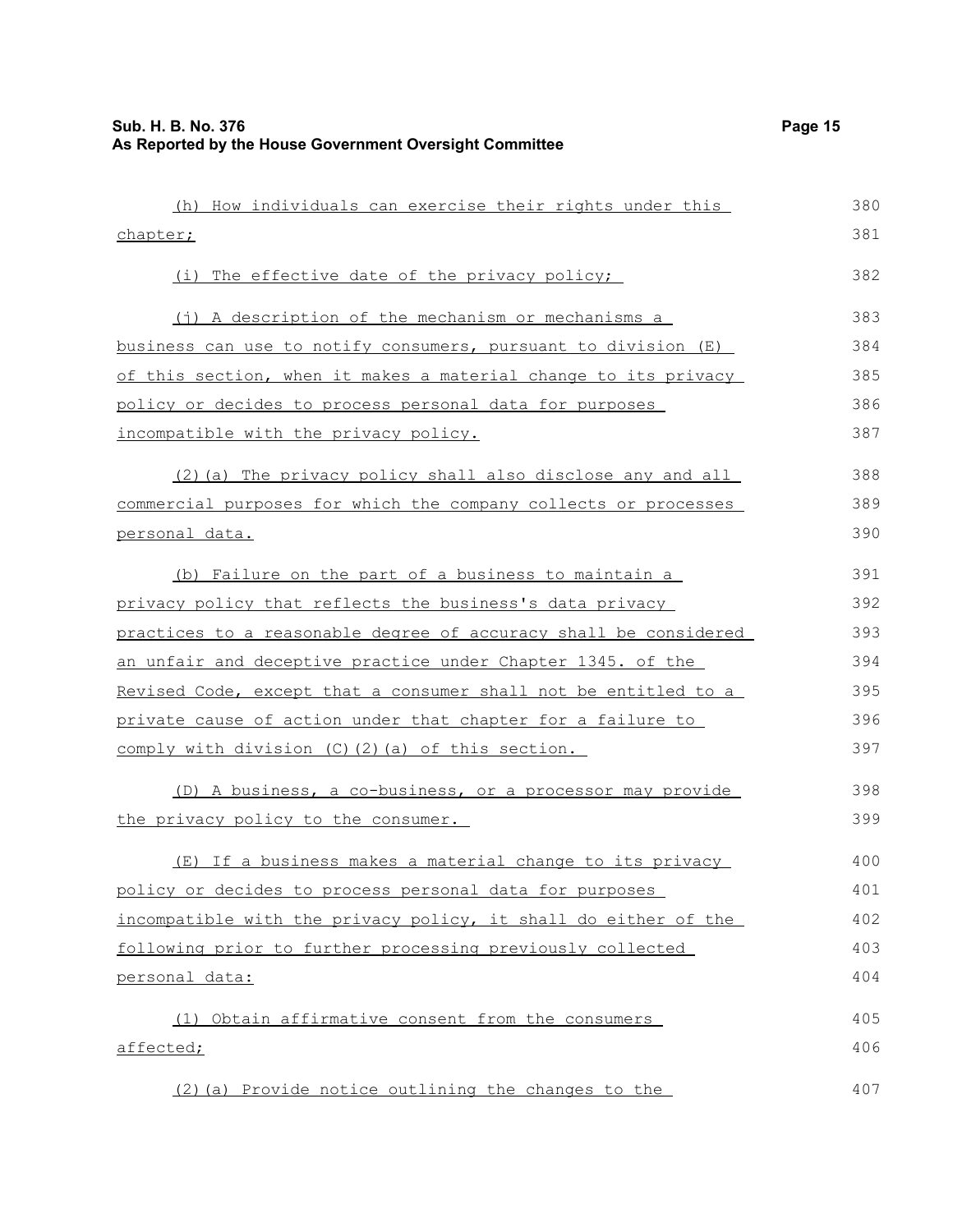(h) How individuals can exercise their rights under this chapter;

(i) The effective date of the privacy policy;

(j) A description of the mechanism or mechanisms a business can use to notify consumers, pursuant to division (E) of this section, when it makes a material change to its privacy policy or decides to process personal data for purposes incompatible with the privacy policy.

(2)(a) The privacy policy shall also disclose any and all commercial purposes for which the company collects or processes personal data.

(b) Failure on the part of a business to maintain a privacy policy that reflects the business's data privacy practices to a reasonable degree of accuracy shall be considered an unfair and deceptive practice under Chapter 1345. of the Revised Code, except that a consumer shall not be entitled to a private cause of action under that chapter for a failure to comply with division (C)(2)(a) of this section.

(D) A business, a co-business, or a processor may provide the privacy policy to the consumer.

(E) If a business makes a material change to its privacy policy or decides to process personal data for purposes incompatible with the privacy policy, it shall do either of the following prior to further processing previously collected personal data:

(1) Obtain affirmative consent from the consumers affected;

(2)(a) Provide notice outlining the changes to the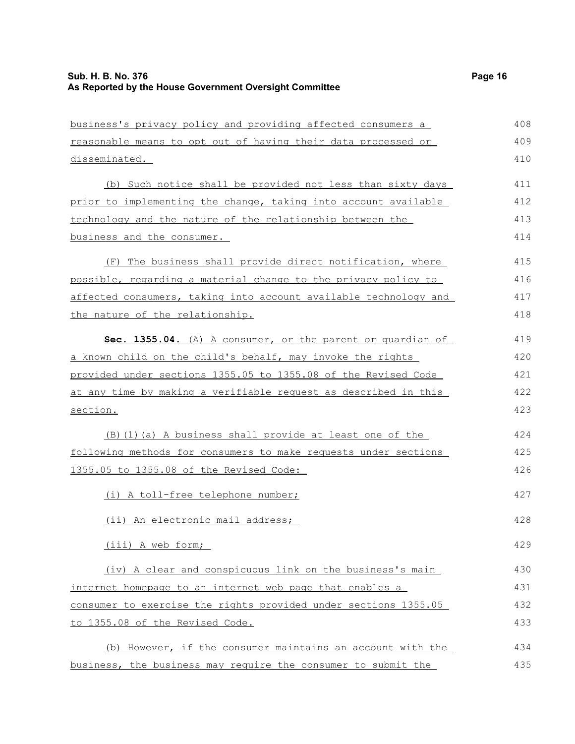business's privacy policy and providing affected consumers a reasonable means to opt out of having their data processed or disseminated.

(b) Such notice shall be provided not less than sixty days prior to implementing the change, taking into account available technology and the nature of the relationship between the business and the consumer.

(F) The business shall provide direct notification, where possible, regarding a material change to the privacy policy to affected consumers, taking into account available technology and the nature of the relationship.

**Sec. 1355.04.** (A) A consumer, or the parent or guardian of a known child on the child's behalf, may invoke the rights provided under sections 1355.05 to 1355.08 of the Revised Code at any time by making a verifiable request as described in this section.

(B)(1)(a) A business shall provide at least one of the following methods for consumers to make requests under sections 1355.05 to 1355.08 of the Revised Code:

(i) A toll-free telephone number;

(ii) An electronic mail address;

(iii) A web form;

(iv) A clear and conspicuous link on the business's main internet homepage to an internet web page that enables a consumer to exercise the rights provided under sections 1355.05 to 1355.08 of the Revised Code.

(b) However, if the consumer maintains an account with the business, the business may require the consumer to submit the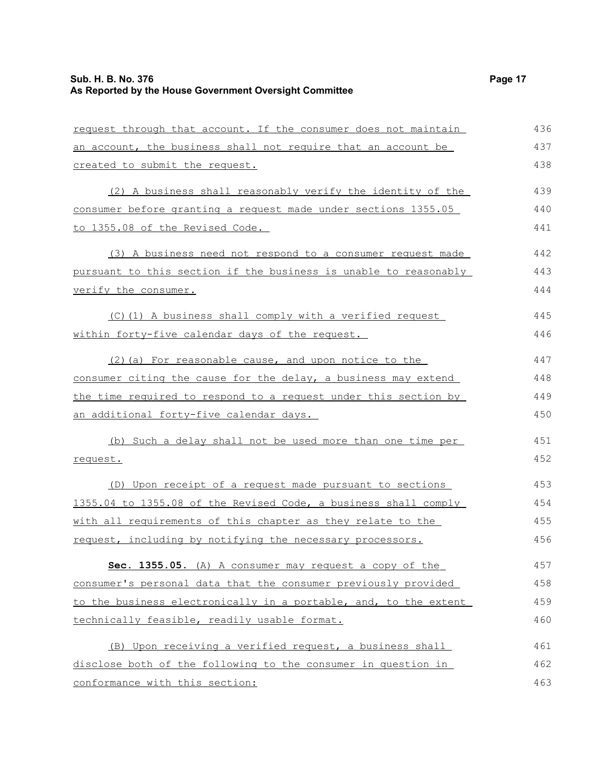request through that account. If the consumer does not maintain an account, the business shall not require that an account be created to submit the request.

(2) A business shall reasonably verify the identity of the consumer before granting a request made under sections 1355.05 to 1355.08 of the Revised Code.

(3) A business need not respond to a consumer request made pursuant to this section if the business is unable to reasonably verify the consumer.

(C)(1) A business shall comply with a verified request within forty-five calendar days of the request.

(2)(a) For reasonable cause, and upon notice to the consumer citing the cause for the delay, a business may extend the time required to respond to a request under this section by an additional forty-five calendar days.

(b) Such a delay shall not be used more than one time per request.

(D) Upon receipt of a request made pursuant to sections 1355.04 to 1355.08 of the Revised Code, a business shall comply with all requirements of this chapter as they relate to the request, including by notifying the necessary processors.

**Sec. 1355.05.** (A) A consumer may request a copy of the consumer's personal data that the consumer previously provided to the business electronically in a portable, and, to the extent technically feasible, readily usable format.

(B) Upon receiving a verified request, a business shall disclose both of the following to the consumer in question in conformance with this section: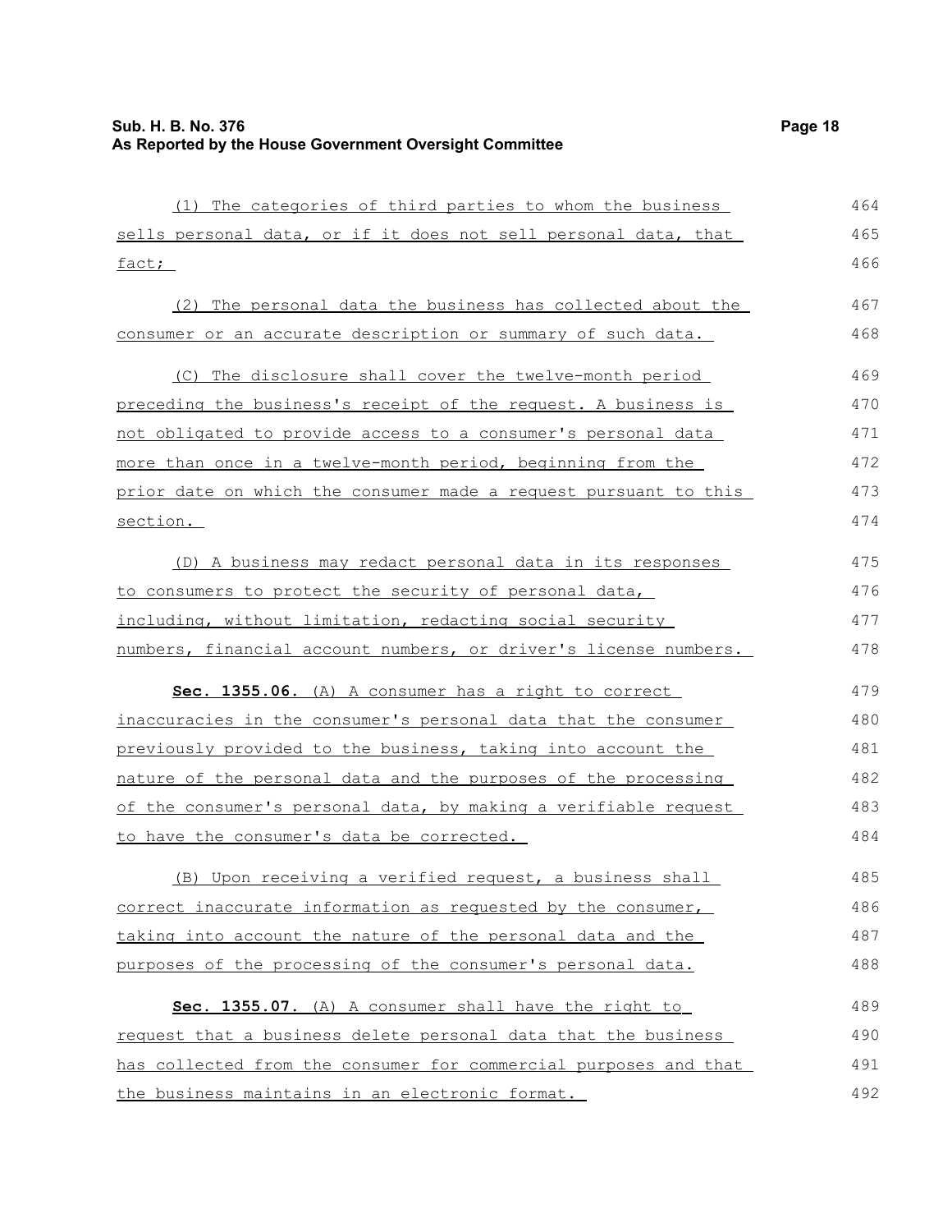(1) The categories of third parties to whom the business sells personal data, or if it does not sell personal data, that fact;

(2) The personal data the business has collected about the consumer or an accurate description or summary of such data.

(C) The disclosure shall cover the twelve-month period preceding the business's receipt of the request. A business is not obligated to provide access to a consumer's personal data more than once in a twelve-month period, beginning from the prior date on which the consumer made a request pursuant to this section.

(D) A business may redact personal data in its responses to consumers to protect the security of personal data, including, without limitation, redacting social security numbers, financial account numbers, or driver's license numbers.

**Sec. 1355.06.** (A) A consumer has a right to correct inaccuracies in the consumer's personal data that the consumer previously provided to the business, taking into account the nature of the personal data and the purposes of the processing of the consumer's personal data, by making a verifiable request to have the consumer's data be corrected.

(B) Upon receiving a verified request, a business shall correct inaccurate information as requested by the consumer, taking into account the nature of the personal data and the purposes of the processing of the consumer's personal data.

**Sec. 1355.07.** (A) A consumer shall have the right to request that a business delete personal data that the business has collected from the consumer for commercial purposes and that the business maintains in an electronic format.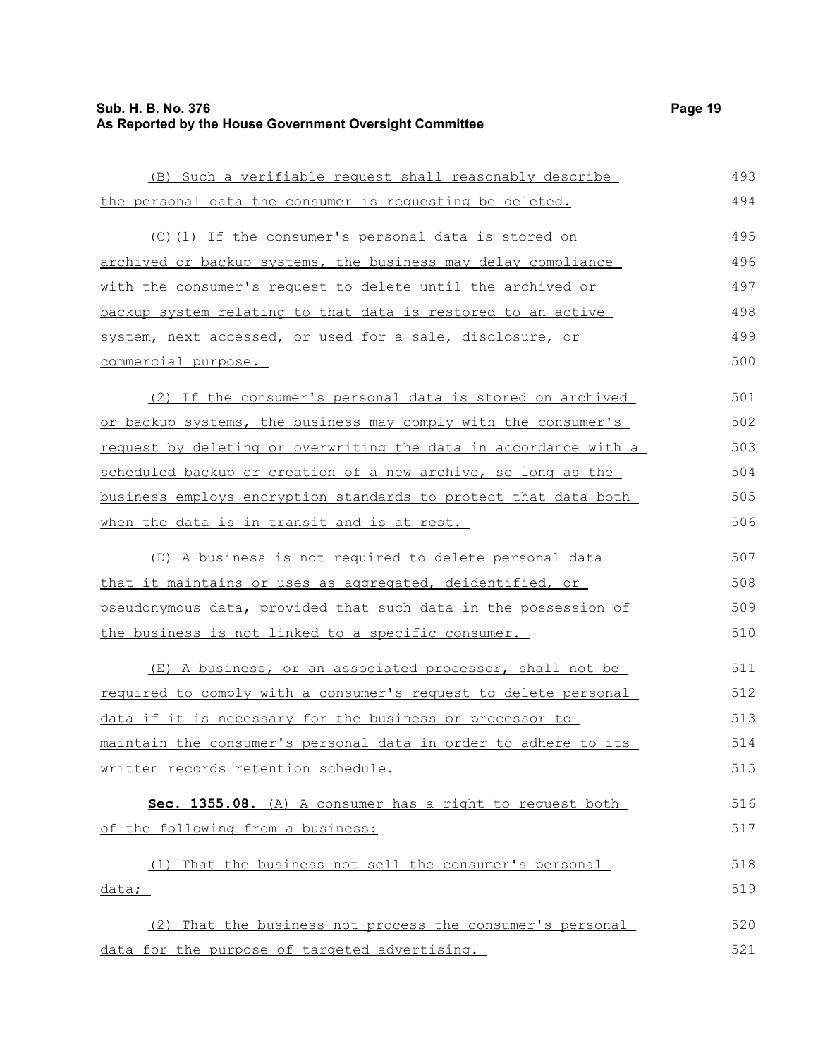(B) Such a verifiable request shall reasonably describe the personal data the consumer is requesting be deleted.

(C)(1) If the consumer's personal data is stored on archived or backup systems, the business may delay compliance with the consumer's request to delete until the archived or backup system relating to that data is restored to an active system, next accessed, or used for a sale, disclosure, or commercial purpose.

(2) If the consumer's personal data is stored on archived or backup systems, the business may comply with the consumer's request by deleting or overwriting the data in accordance with a scheduled backup or creation of a new archive, so long as the business employs encryption standards to protect that data both when the data is in transit and is at rest.

(D) A business is not required to delete personal data that it maintains or uses as aggregated, deidentified, or pseudonymous data, provided that such data in the possession of the business is not linked to a specific consumer.

(E) A business, or an associated processor, shall not be required to comply with a consumer's request to delete personal data if it is necessary for the business or processor to maintain the consumer's personal data in order to adhere to its written records retention schedule.

**Sec. 1355.08.** (A) A consumer has a right to request both of the following from a business:

(1) That the business not sell the consumer's personal data;

(2) That the business not process the consumer's personal data for the purpose of targeted advertising.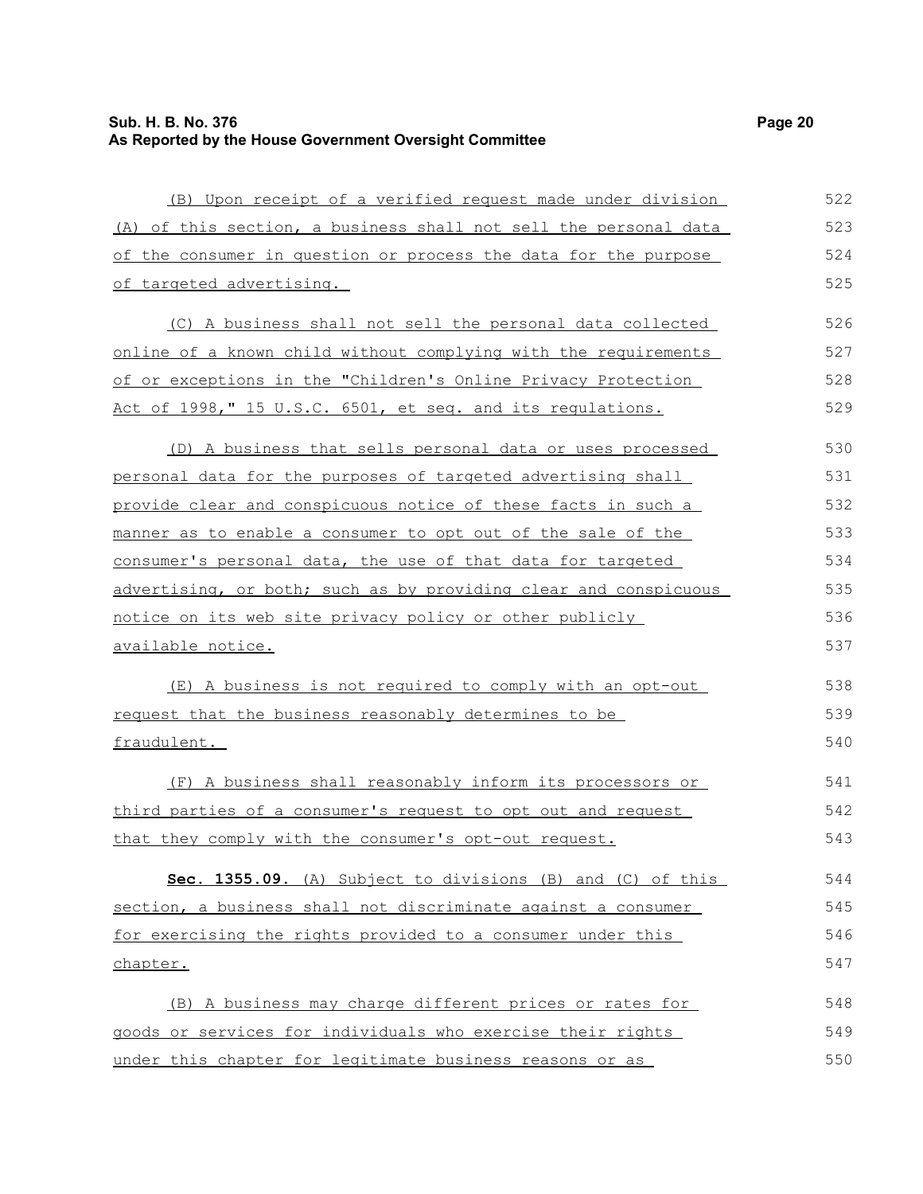(B) Upon receipt of a verified request made under division (A) of this section, a business shall not sell the personal data of the consumer in question or process the data for the purpose of targeted advertising.

(C) A business shall not sell the personal data collected online of a known child without complying with the requirements of or exceptions in the "Children's Online Privacy Protection Act of 1998," 15 U.S.C. 6501, et seq. and its regulations.

(D) A business that sells personal data or uses processed personal data for the purposes of targeted advertising shall provide clear and conspicuous notice of these facts in such a manner as to enable a consumer to opt out of the sale of the consumer's personal data, the use of that data for targeted advertising, or both; such as by providing clear and conspicuous notice on its web site privacy policy or other publicly available notice.

(E) A business is not required to comply with an opt-out request that the business reasonably determines to be fraudulent.

(F) A business shall reasonably inform its processors or third parties of a consumer's request to opt out and request that they comply with the consumer's opt-out request.

**Sec. 1355.09.** (A) Subject to divisions (B) and (C) of this section, a business shall not discriminate against a consumer for exercising the rights provided to a consumer under this chapter.

(B) A business may charge different prices or rates for goods or services for individuals who exercise their rights under this chapter for legitimate business reasons or as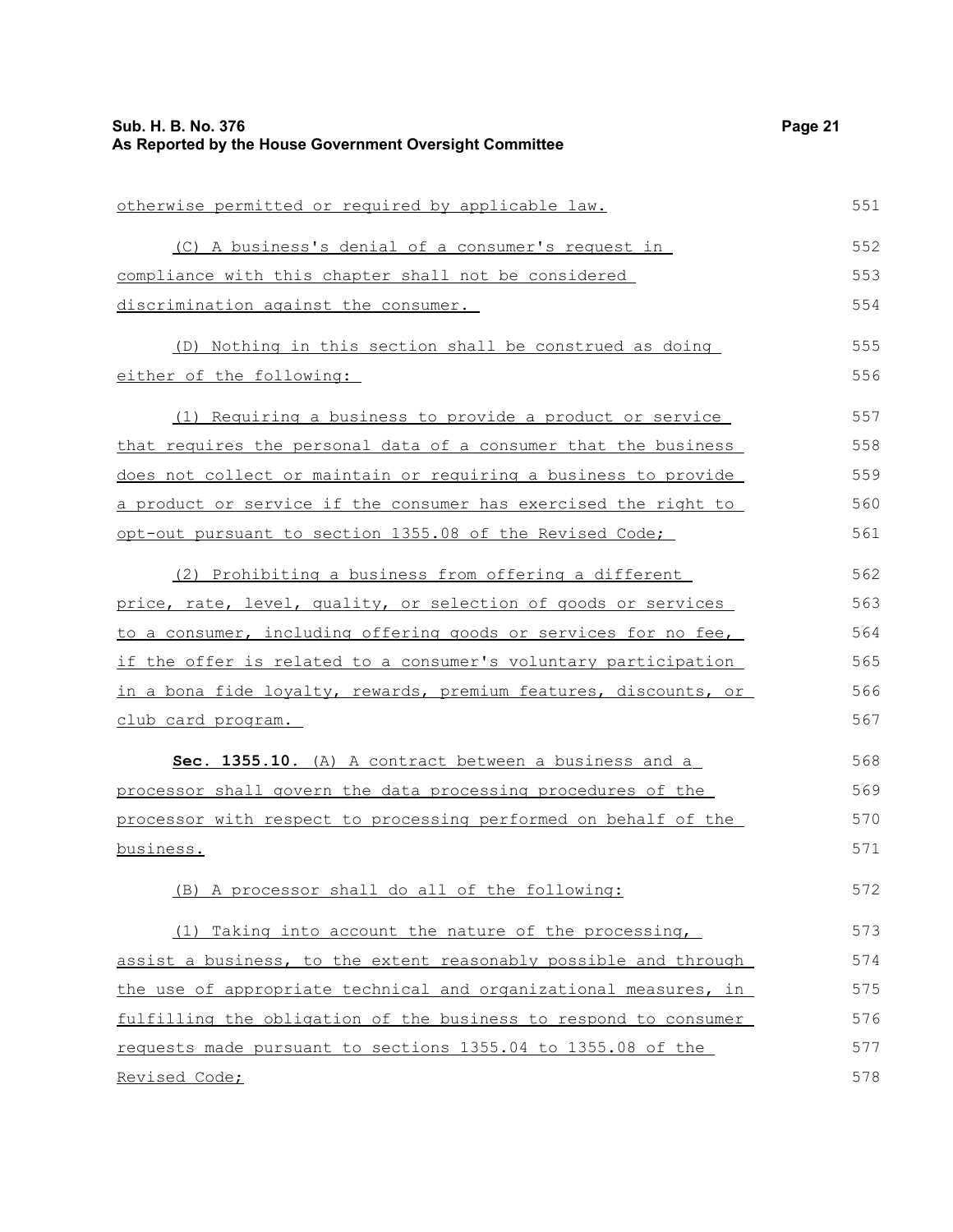otherwise permitted or required by applicable law.

(C) A business's denial of a consumer's request in compliance with this chapter shall not be considered discrimination against the consumer.

(D) Nothing in this section shall be construed as doing either of the following:

(1) Requiring a business to provide a product or service that requires the personal data of a consumer that the business does not collect or maintain or requiring a business to provide a product or service if the consumer has exercised the right to opt-out pursuant to section 1355.08 of the Revised Code;

(2) Prohibiting a business from offering a different price, rate, level, quality, or selection of goods or services to a consumer, including offering goods or services for no fee, if the offer is related to a consumer's voluntary participation in a bona fide loyalty, rewards, premium features, discounts, or club card program.

**Sec. 1355.10.** (A) A contract between a business and a processor shall govern the data processing procedures of the processor with respect to processing performed on behalf of the business.

(B) A processor shall do all of the following:

(1) Taking into account the nature of the processing, assist a business, to the extent reasonably possible and through the use of appropriate technical and organizational measures, in fulfilling the obligation of the business to respond to consumer requests made pursuant to sections 1355.04 to 1355.08 of the Revised Code;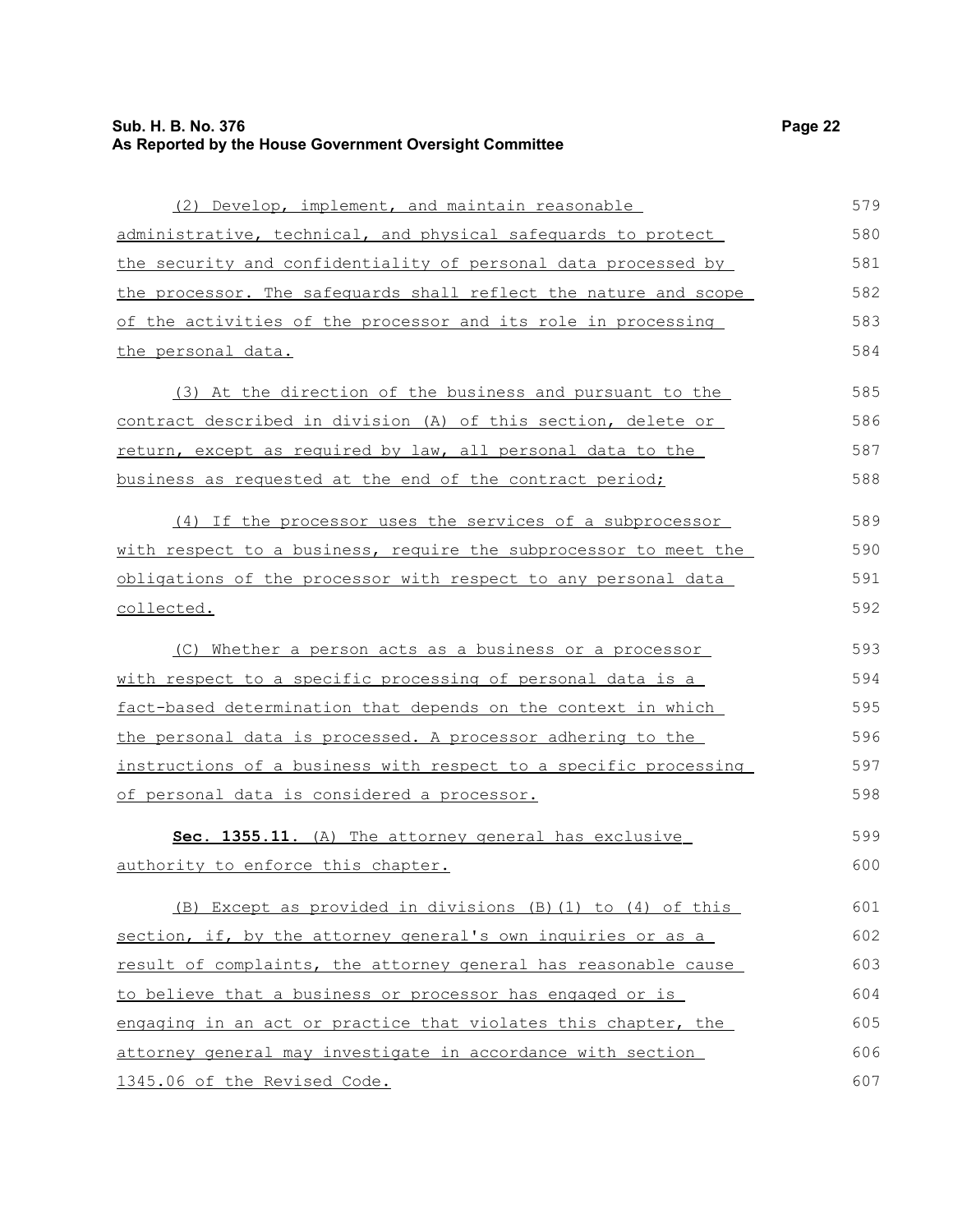(2) Develop, implement, and maintain reasonable administrative, technical, and physical safeguards to protect the security and confidentiality of personal data processed by the processor. The safeguards shall reflect the nature and scope of the activities of the processor and its role in processing the personal data.

(3) At the direction of the business and pursuant to the contract described in division (A) of this section, delete or return, except as required by law, all personal data to the business as requested at the end of the contract period;

(4) If the processor uses the services of a subprocessor with respect to a business, require the subprocessor to meet the obligations of the processor with respect to any personal data collected.

(C) Whether a person acts as a business or a processor with respect to a specific processing of personal data is a fact-based determination that depends on the context in which the personal data is processed. A processor adhering to the instructions of a business with respect to a specific processing of personal data is considered a processor.

**Sec. 1355.11.** (A) The attorney general has exclusive authority to enforce this chapter.

(B) Except as provided in divisions (B)(1) to (4) of this section, if, by the attorney general's own inquiries or as a result of complaints, the attorney general has reasonable cause to believe that a business or processor has engaged or is engaging in an act or practice that violates this chapter, the attorney general may investigate in accordance with section 1345.06 of the Revised Code.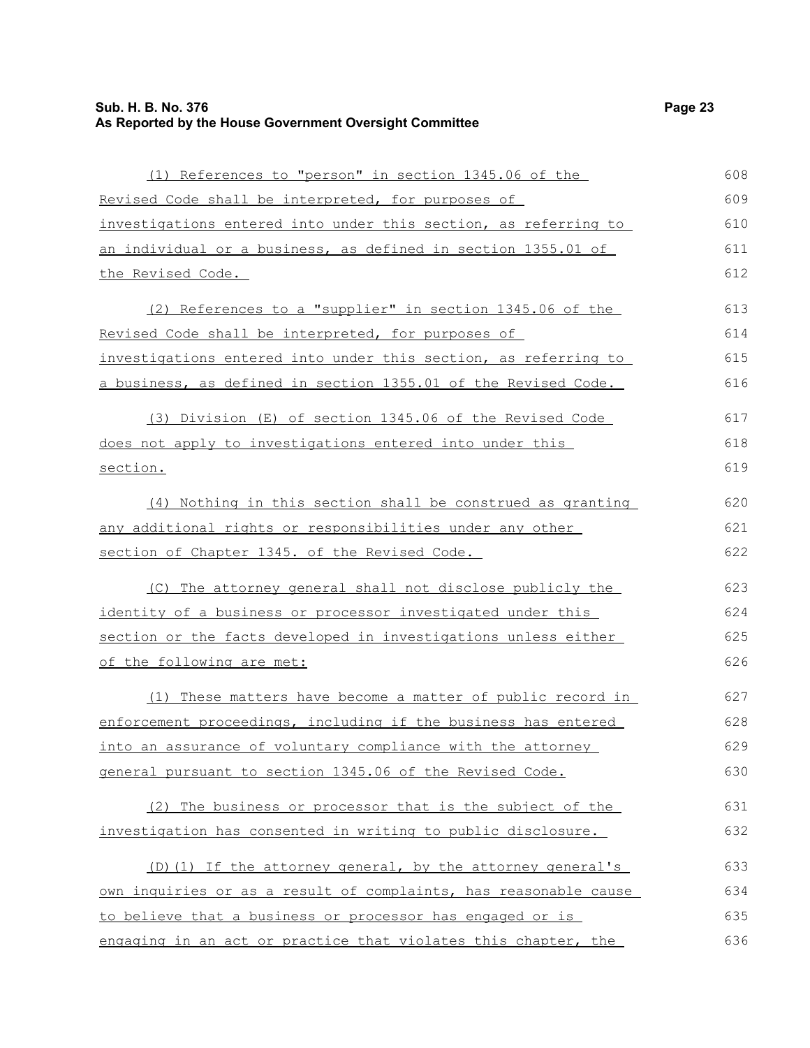(1) References to "person" in section 1345.06 of the Revised Code shall be interpreted, for purposes of investigations entered into under this section, as referring to an individual or a business, as defined in section 1355.01 of the Revised Code.

(2) References to a "supplier" in section 1345.06 of the Revised Code shall be interpreted, for purposes of investigations entered into under this section, as referring to a business, as defined in section 1355.01 of the Revised Code.

(3) Division (E) of section 1345.06 of the Revised Code does not apply to investigations entered into under this section.

(4) Nothing in this section shall be construed as granting any additional rights or responsibilities under any other section of Chapter 1345. of the Revised Code.

(C) The attorney general shall not disclose publicly the identity of a business or processor investigated under this section or the facts developed in investigations unless either of the following are met:

(1) These matters have become a matter of public record in enforcement proceedings, including if the business has entered into an assurance of voluntary compliance with the attorney general pursuant to section 1345.06 of the Revised Code.

(2) The business or processor that is the subject of the investigation has consented in writing to public disclosure.

(D)(1) If the attorney general, by the attorney general's own inquiries or as a result of complaints, has reasonable cause to believe that a business or processor has engaged or is engaging in an act or practice that violates this chapter, the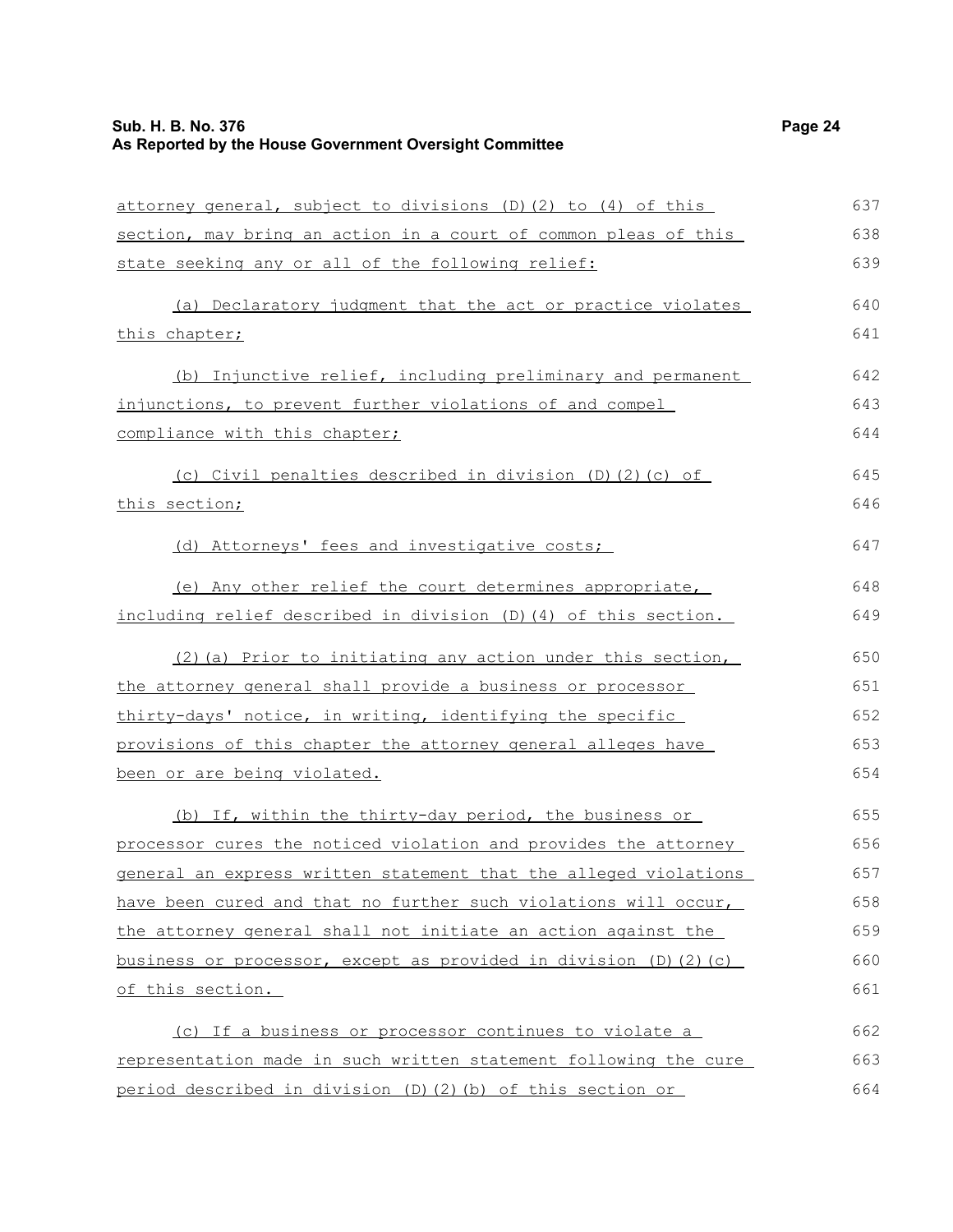attorney general, subject to divisions (D)(2) to (4) of this section, may bring an action in a court of common pleas of this state seeking any or all of the following relief:

(a) Declaratory judgment that the act or practice violates this chapter;

(b) Injunctive relief, including preliminary and permanent injunctions, to prevent further violations of and compel compliance with this chapter;

(c) Civil penalties described in division (D)(2)(c) of this section;

(d) Attorneys' fees and investigative costs;

(e) Any other relief the court determines appropriate, including relief described in division (D)(4) of this section.

(2)(a) Prior to initiating any action under this section, the attorney general shall provide a business or processor thirty-days' notice, in writing, identifying the specific provisions of this chapter the attorney general alleges have been or are being violated.

(b) If, within the thirty-day period, the business or processor cures the noticed violation and provides the attorney general an express written statement that the alleged violations have been cured and that no further such violations will occur, the attorney general shall not initiate an action against the business or processor, except as provided in division (D)(2)(c) of this section.

(c) If a business or processor continues to violate a representation made in such written statement following the cure period described in division (D)(2)(b) of this section or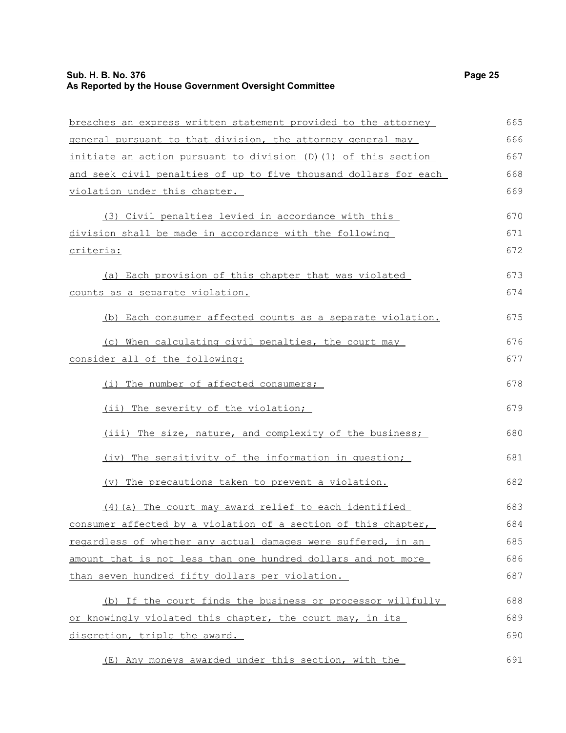breaches an express written statement provided to the attorney general pursuant to that division, the attorney general may initiate an action pursuant to division (D)(1) of this section and seek civil penalties of up to five thousand dollars for each violation under this chapter.

(3) Civil penalties levied in accordance with this division shall be made in accordance with the following criteria:

(a) Each provision of this chapter that was violated counts as a separate violation.

(b) Each consumer affected counts as a separate violation.

(c) When calculating civil penalties, the court may consider all of the following:

(i) The number of affected consumers;

(ii) The severity of the violation;

(iii) The size, nature, and complexity of the business;

(iv) The sensitivity of the information in question;

(v) The precautions taken to prevent a violation.

(4)(a) The court may award relief to each identified consumer affected by a violation of a section of this chapter, regardless of whether any actual damages were suffered, in an amount that is not less than one hundred dollars and not more than seven hundred fifty dollars per violation.

(b) If the court finds the business or processor willfully or knowingly violated this chapter, the court may, in its discretion, triple the award.

(E) Any moneys awarded under this section, with the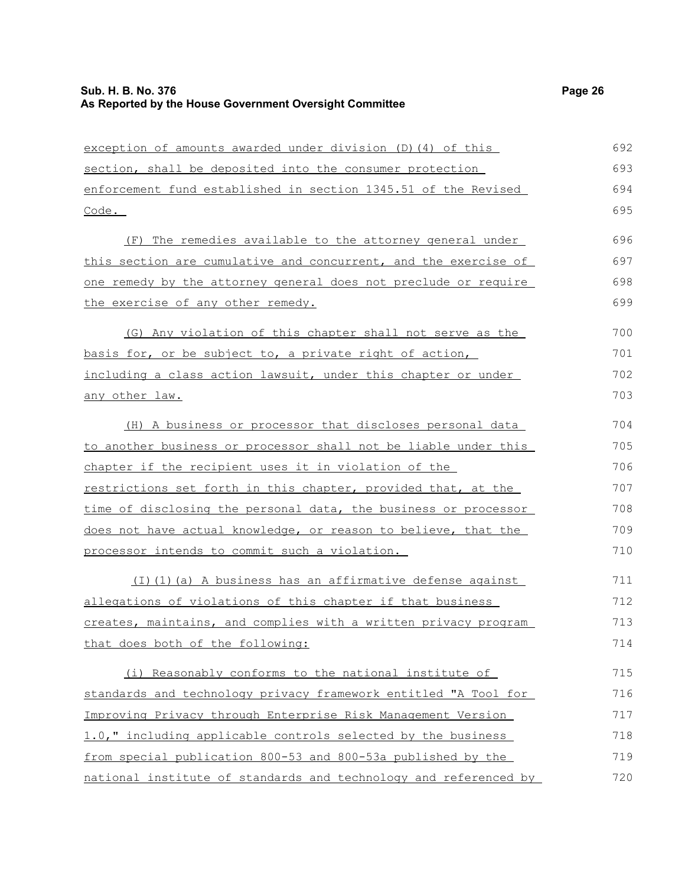exception of amounts awarded under division (D)(4) of this section, shall be deposited into the consumer protection enforcement fund established in section 1345.51 of the Revised Code.

(F) The remedies available to the attorney general under this section are cumulative and concurrent, and the exercise of one remedy by the attorney general does not preclude or require the exercise of any other remedy.

(G) Any violation of this chapter shall not serve as the basis for, or be subject to, a private right of action, including a class action lawsuit, under this chapter or under any other law.

(H) A business or processor that discloses personal data to another business or processor shall not be liable under this chapter if the recipient uses it in violation of the restrictions set forth in this chapter, provided that, at the time of disclosing the personal data, the business or processor does not have actual knowledge, or reason to believe, that the processor intends to commit such a violation.

(I)(1)(a) A business has an affirmative defense against allegations of violations of this chapter if that business creates, maintains, and complies with a written privacy program that does both of the following:

(i) Reasonably conforms to the national institute of standards and technology privacy framework entitled "A Tool for Improving Privacy through Enterprise Risk Management Version 1.0," including applicable controls selected by the business from special publication 800-53 and 800-53a published by the national institute of standards and technology and referenced by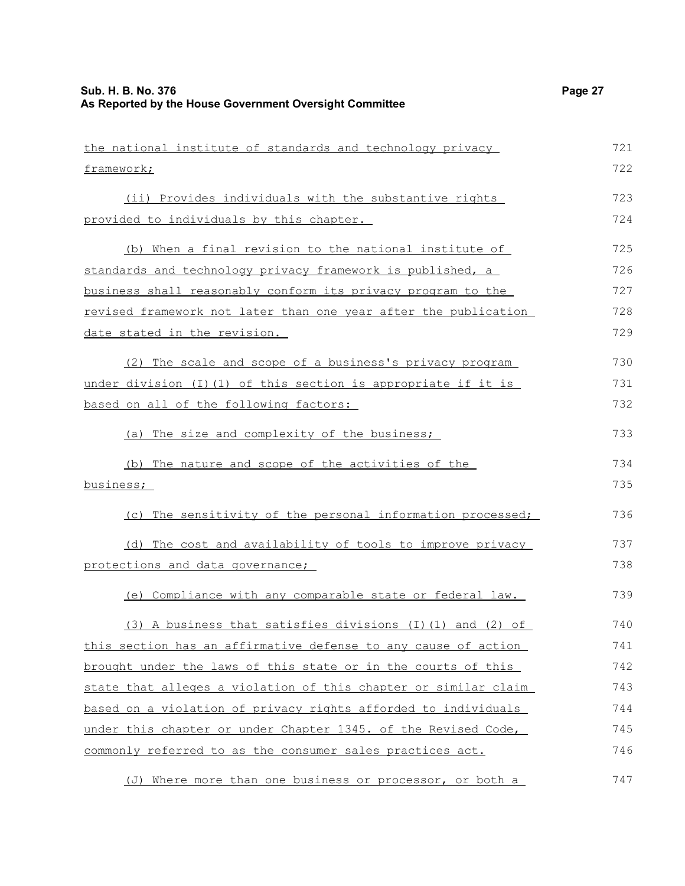the national institute of standards and technology privacy framework;

(ii) Provides individuals with the substantive rights provided to individuals by this chapter.

(b) When a final revision to the national institute of standards and technology privacy framework is published, a business shall reasonably conform its privacy program to the revised framework not later than one year after the publication date stated in the revision.

(2) The scale and scope of a business's privacy program under division (I)(1) of this section is appropriate if it is based on all of the following factors:

(a) The size and complexity of the business;

(b) The nature and scope of the activities of the business;

(c) The sensitivity of the personal information processed;

(d) The cost and availability of tools to improve privacy protections and data governance;

(e) Compliance with any comparable state or federal law.

(3) A business that satisfies divisions (I)(1) and (2) of this section has an affirmative defense to any cause of action brought under the laws of this state or in the courts of this state that alleges a violation of this chapter or similar claim based on a violation of privacy rights afforded to individuals under this chapter or under Chapter 1345. of the Revised Code, commonly referred to as the consumer sales practices act.

(J) Where more than one business or processor, or both a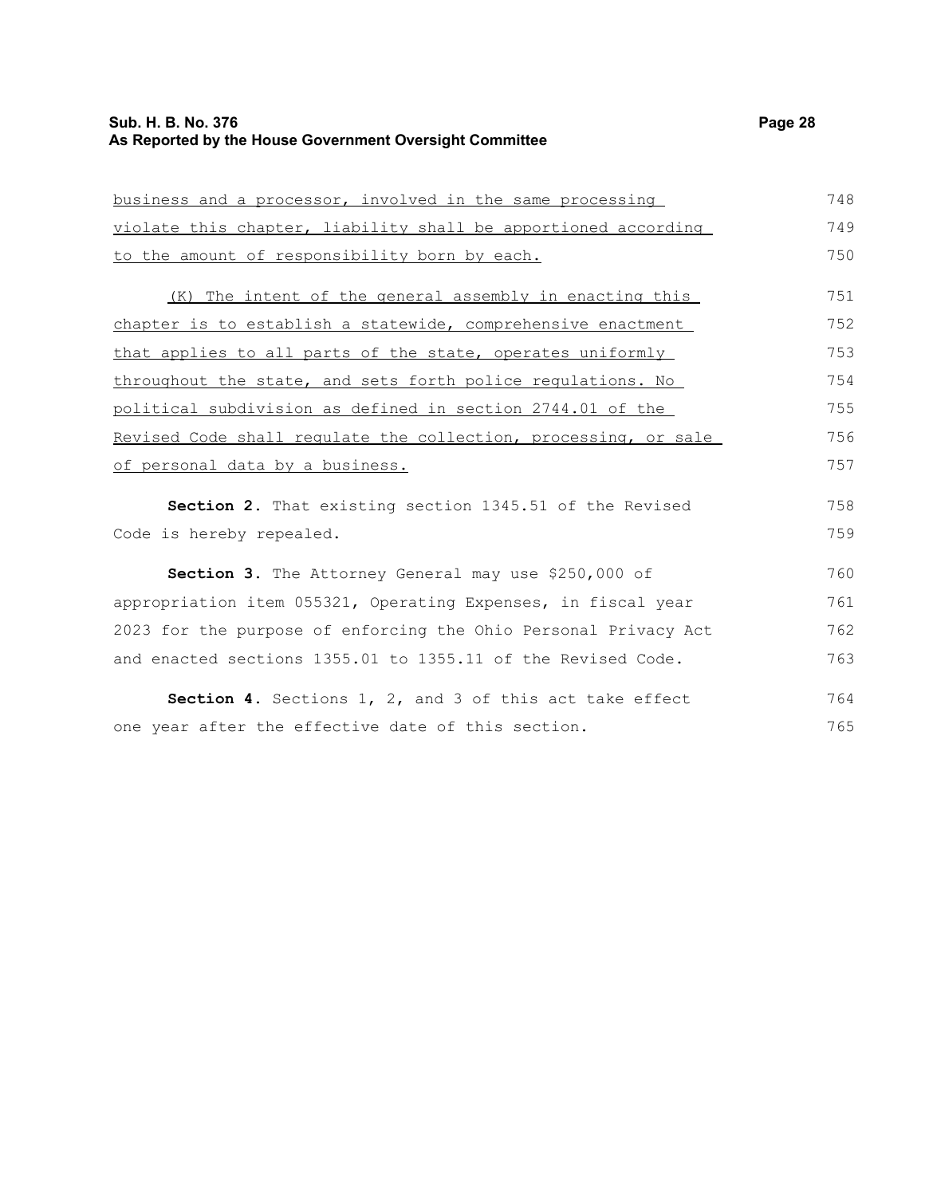business and a processor, involved in the same processing violate this chapter, liability shall be apportioned according to the amount of responsibility born by each.

(K) The intent of the general assembly in enacting this chapter is to establish a statewide, comprehensive enactment that applies to all parts of the state, operates uniformly throughout the state, and sets forth police regulations. No political subdivision as defined in section 2744.01 of the Revised Code shall regulate the collection, processing, or sale of personal data by a business.

**Section 2.** That existing section 1345.51 of the Revised Code is hereby repealed.

**Section 3.** The Attorney General may use $250,000 of appropriation item 055321, Operating Expenses, in fiscal year 2023 for the purpose of enforcing the Ohio Personal Privacy Act and enacted sections 1355.01 to 1355.11 of the Revised Code.

**Section 4.** Sections 1, 2, and 3 of this act take effect one year after the effective date of this section.